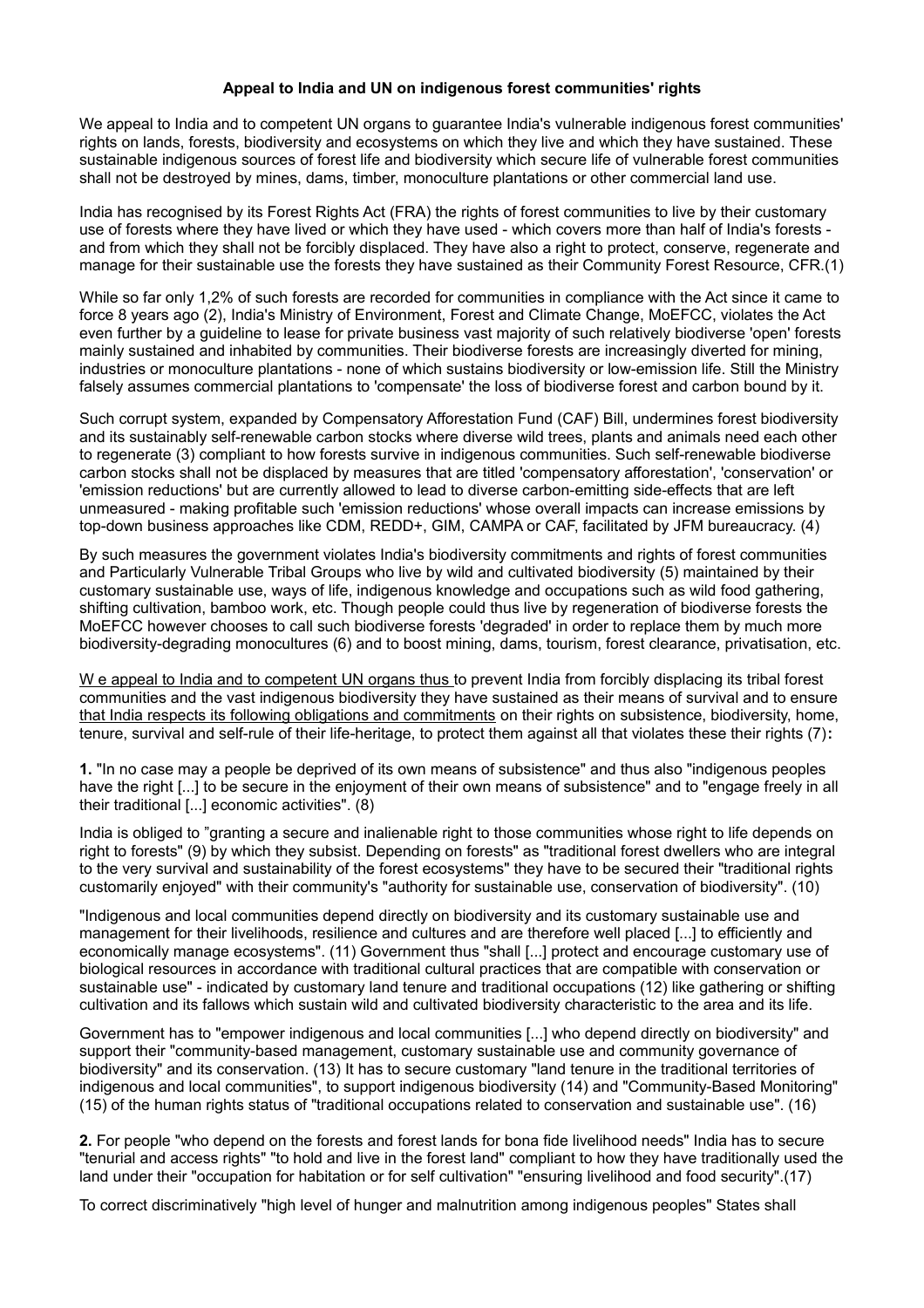# Appeal to India and UN on indigenous forest communities' rights

We appeal to India and to competent UN organs to guarantee India's vulnerable indigenous forest communities' rights on lands, forests, biodiversity and ecosystems on which they live and which they have sustained. These sustainable indigenous sources of forest life and biodiversity which secure life of vulnerable forest communities shall not be destroyed by mines, dams, timber, monoculture plantations or other commercial land use.

India has recognised by its Forest Rights Act (FRA) the rights of forest communities to live by their customary use of forests where they have lived or which they have used - which covers more than half of India's forests - and from which they shall not be forcibly displaced. They have also a right to protect, conserve, regenerate and manage for their sustainable use the forests they have sustained as their Community Forest Resource, CFR.(1)

While so far only 1,2% of such forests are recorded for communities in compliance with the Act since it came to force 8 years ago (2), India's Ministry of Environment, Forest and Climate Change, MoEFCC, violates the Act even further by a guideline to lease for private business vast majority of such relatively biodiverse 'open' forests mainly sustained and inhabited by communities. Their biodiverse forests are increasingly diverted for mining, industries or monoculture plantations - none of which sustains biodiversity or low-emission life. Still the Ministry falsely assumes commercial plantations to 'compensate' the loss of biodiverse forest and carbon bound by it.

Such corrupt system, expanded by Compensatory Afforestation Fund (CAF) Bill, undermines forest biodiversity and its sustainably self-renewable carbon stocks where diverse wild trees, plants and animals need each other to regenerate (3) compliant to how forests survive in indigenous communities. Such self-renewable biodiverse carbon stocks shall not be displaced by measures that are titled 'compensatory afforestation', 'conservation' or 'emission reductions' but are currently allowed to lead to diverse carbon-emitting side-effects that are left unmeasured - making profitable such 'emission reductions' whose overall impacts can increase emissions by top-down business approaches like CDM, REDD+, GIM, CAMPA or CAF, facilitated by JFM bureaucracy. (4)

By such measures the government violates India's biodiversity commitments and rights of forest communities and Particularly Vulnerable Tribal Groups who live by wild and cultivated biodiversity (5) maintained by their customary sustainable use, ways of life, indigenous knowledge and occupations such as wild food gathering, shifting cultivation, bamboo work, etc. Though people could thus live by regeneration of biodiverse forests the MoEFCC however chooses to call such biodiverse forests 'degraded' in order to replace them by much more biodiversity-degrading monocultures (6) and to boost mining, dams, tourism, forest clearance, privatisation, etc.

W e appeal to India and to competent UN organs thus to prevent India from forcibly displacing its tribal forest communities and the vast indigenous biodiversity they have sustained as their means of survival and to ensure that India respects its following obligations and commitments on their rights on subsistence, biodiversity, home, tenure, survival and self-rule of their life-heritage, to protect them against all that violates these their rights (7):

**1.** "In no case may a people be deprived of its own means of subsistence" and thus also "indigenous peoples have the right [...] to be secure in the enjoyment of their own means of subsistence" and to "engage freely in all their traditional [...] economic activities". (8)

India is obliged to "granting a secure and inalienable right to those communities whose right to life depends on right to forests" (9) by which they subsist. Depending on forests" as "traditional forest dwellers who are integral to the very survival and sustainability of the forest ecosystems" they have to be secured their "traditional rights customarily enjoyed" with their community's "authority for sustainable use, conservation of biodiversity". (10)

"Indigenous and local communities depend directly on biodiversity and its customary sustainable use and management for their livelihoods, resilience and cultures and are therefore well placed [...] to efficiently and economically manage ecosystems". (11) Government thus "shall [...] protect and encourage customary use of biological resources in accordance with traditional cultural practices that are compatible with conservation or sustainable use" - indicated by customary land tenure and traditional occupations (12) like gathering or shifting cultivation and its fallows which sustain wild and cultivated biodiversity characteristic to the area and its life.

Government has to "empower indigenous and local communities [...] who depend directly on biodiversity" and support their "community-based management, customary sustainable use and community governance of biodiversity" and its conservation. (13) It has to secure customary "land tenure in the traditional territories of indigenous and local communities", to support indigenous biodiversity (14) and "Community-Based Monitoring" (15) of the human rights status of "traditional occupations related to conservation and sustainable use". (16)

**2.** For people "who depend on the forests and forest lands for bona fide livelihood needs" India has to secure "tenurial and access rights" "to hold and live in the forest land" compliant to how they have traditionally used the land under their "occupation for habitation or for self cultivation" "ensuring livelihood and food security".(17)

To correct discriminatively "high level of hunger and malnutrition among indigenous peoples" States shall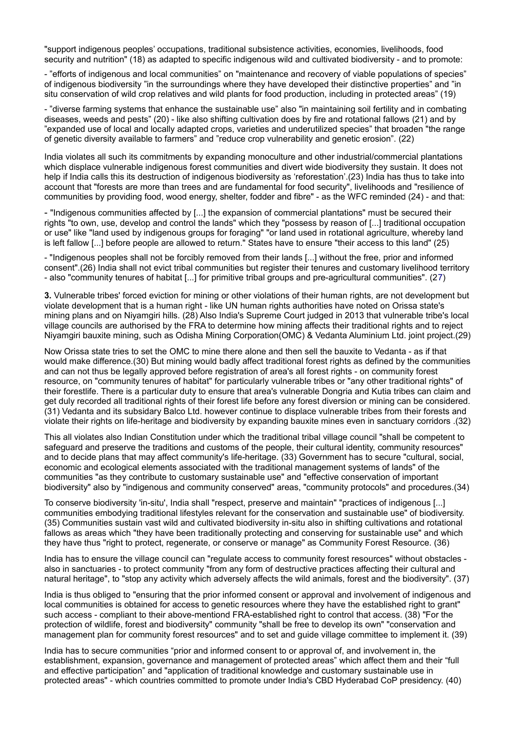"support indigenous peoples' occupations, traditional subsistence activities, economies, livelihoods, food security and nutrition" (18) as adapted to specific indigenous wild and cultivated biodiversity - and to promote:

- "efforts of indigenous and local communities" on "maintenance and recovery of viable populations of species" of indigenous biodiversity "in the surroundings where they have developed their distinctive properties" and "in situ conservation of wild crop relatives and wild plants for food production, including in protected areas" (19)

- "diverse farming systems that enhance the sustainable use" also "in maintaining soil fertility and in combating diseases, weeds and pests" (20) - like also shifting cultivation does by fire and rotational fallows (21) and by "expanded use of local and locally adapted crops, varieties and underutilized species" that broaden "the range of genetic diversity available to farmers" and "reduce crop vulnerability and genetic erosion". (22)

India violates all such its commitments by expanding monoculture and other industrial/commercial plantations which displace vulnerable indigenous forest communities and divert wide biodiversity they sustain. It does not help if India calls this its destruction of indigenous biodiversity as 'reforestation'.(23) India has thus to take into account that "forests are more than trees and are fundamental for food security", livelihoods and "resilience of communities by providing food, wood energy, shelter, fodder and fibre" - as the WFC reminded (24) - and that:

- "Indigenous communities affected by [...] the expansion of commercial plantations" must be secured their rights "to own, use, develop and control the lands" which they "possess by reason of [...] traditional occupation or use" like "land used by indigenous groups for foraging" "or land used in rotational agriculture, whereby land is left fallow [...] before people are allowed to return." States have to ensure "their access to this land" (25)

- "Indigenous peoples shall not be forcibly removed from their lands [...] without the free, prior and informed consent".(26) India shall not evict tribal communities but register their tenures and customary livelihood territory - also "community tenures of habitat [...] for primitive tribal groups and pre-agricultural communities". (27)

**3.** Vulnerable tribes' forced eviction for mining or other violations of their human rights, are not development but violate development that is a human right - like UN human rights authorities have noted on Orissa state's mining plans and on Niyamgiri hills. (28) Also India's Supreme Court judged in 2013 that vulnerable tribe's local village councils are authorised by the FRA to determine how mining affects their traditional rights and to reject Niyamgiri bauxite mining, such as Odisha Mining Corporation(OMC) & Vedanta Aluminium Ltd. joint project.(29)

Now Orissa state tries to set the OMC to mine there alone and then sell the bauxite to Vedanta - as if that would make difference.(30) But mining would badly affect traditional forest rights as defined by the communities and can not thus be legally approved before registration of area's all forest rights - on community forest resource, on "community tenures of habitat" for particularly vulnerable tribes or "any other traditional rights" of their forestlife. There is a particular duty to ensure that area's vulnerable Dongria and Kutia tribes can claim and get duly recorded all traditional rights of their forest life before any forest diversion or mining can be considered. (31) Vedanta and its subsidary Balco Ltd. however continue to displace vulnerable tribes from their forests and violate their rights on life-heritage and biodiversity by expanding bauxite mines even in sanctuary corridors .(32)

This all violates also Indian Constitution under which the traditional tribal village council "shall be competent to safeguard and preserve the traditions and customs of the people, their cultural identity, community resources" and to decide plans that may affect community's life-heritage. (33) Government has to secure "cultural, social, economic and ecological elements associated with the traditional management systems of lands" of the communities "as they contribute to customary sustainable use" and "effective conservation of important biodiversity" also by "indigenous and community conserved" areas, "community protocols" and procedures.(34)

To conserve biodiversity 'in-situ', India shall "respect, preserve and maintain" "practices of indigenous [...] communities embodying traditional lifestyles relevant for the conservation and sustainable use" of biodiversity. (35) Communities sustain vast wild and cultivated biodiversity in-situ also in shifting cultivations and rotational fallows as areas which "they have been traditionally protecting and conserving for sustainable use" and which they have thus "right to protect, regenerate, or conserve or manage" as Community Forest Resource. (36)

India has to ensure the village council can "regulate access to community forest resources" without obstacles - also in sanctuaries - to protect community "from any form of destructive practices affecting their cultural and natural heritage", to "stop any activity which adversely affects the wild animals, forest and the biodiversity". (37)

India is thus obliged to "ensuring that the prior informed consent or approval and involvement of indigenous and local communities is obtained for access to genetic resources where they have the established right to grant" such access - compliant to their above-mentiond FRA-established right to control that access. (38) "For the protection of wildlife, forest and biodiversity" community "shall be free to develop its own" "conservation and management plan for community forest resources" and to set and guide village committee to implement it. (39)

India has to secure communities "prior and informed consent to or approval of, and involvement in, the establishment, expansion, governance and management of protected areas" which affect them and their "full and effective participation" and "application of traditional knowledge and customary sustainable use in protected areas" - which countries committed to promote under India's CBD Hyderabad CoP presidency. (40)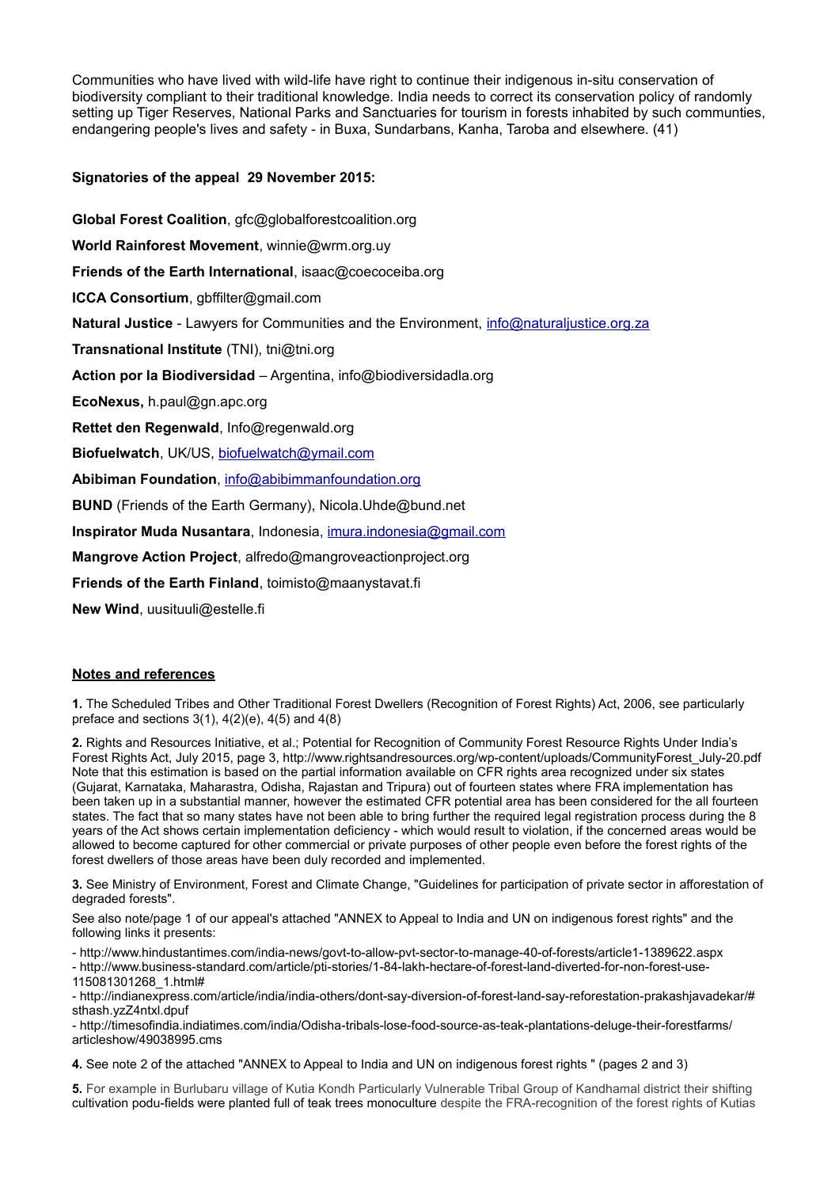Communities who have lived with wild-life have right to continue their indigenous in-situ conservation of biodiversity compliant to their traditional knowledge. India needs to correct its conservation policy of randomly setting up Tiger Reserves, National Parks and Sanctuaries for tourism in forests inhabited by such communties, endangering people's lives and safety - in Buxa, Sundarbans, Kanha, Taroba and elsewhere. (41)

**Signatories of the appeal 29 November 2015:**

**Global Forest Coalition**, gfc@globalforestcoalition.org

**World Rainforest Movement**, winnie@wrm.org.uy

**Friends of the Earth International**, isaac@coecoceiba.org

**ICCA Consortium**, gbffilter@gmail.com

**Natural Justice** - Lawyers for Communities and the Environment, info@naturaljustice.org.za

**Transnational Institute** (TNI), tni@tni.org

**Action por la Biodiversidad** – Argentina, info@biodiversidadla.org

**EcoNexus,** h.paul@gn.apc.org

**Rettet den Regenwald**, Info@regenwald.org

**Biofuelwatch**, UK/US, biofuelwatch@ymail.com

**Abibiman Foundation**, info@abibimmanfoundation.org

**BUND** (Friends of the Earth Germany), Nicola.Uhde@bund.net

**Inspirator Muda Nusantara**, Indonesia, imura.indonesia@gmail.com

**Mangrove Action Project**, alfredo@mangroveactionproject.org

**Friends of the Earth Finland**, toimisto@maanystavat.fi

**New Wind**, uusituuli@estelle.fi

## Notes and references

**1.** The Scheduled Tribes and Other Traditional Forest Dwellers (Recognition of Forest Rights) Act, 2006, see particularly preface and sections 3(1), 4(2)(e), 4(5) and 4(8)

**2.** Rights and Resources Initiative, et al.; Potential for Recognition of Community Forest Resource Rights Under India's Forest Rights Act, July 2015, page 3, http://www.rightsandresources.org/wp-content/uploads/CommunityForest_July-20.pdf Note that this estimation is based on the partial information available on CFR rights area recognized under six states (Gujarat, Karnataka, Maharastra, Odisha, Rajastan and Tripura) out of fourteen states where FRA implementation has been taken up in a substantial manner, however the estimated CFR potential area has been considered for the all fourteen states. The fact that so many states have not been able to bring further the required legal registration process during the 8 years of the Act shows certain implementation deficiency - which would result to violation, if the concerned areas would be allowed to become captured for other commercial or private purposes of other people even before the forest rights of the forest dwellers of those areas have been duly recorded and implemented.

**3.** See Ministry of Environment, Forest and Climate Change, "Guidelines for participation of private sector in afforestation of degraded forests".

See also note/page 1 of our appeal's attached "ANNEX to Appeal to India and UN on indigenous forest rights" and the following links it presents:

- http://www.hindustantimes.com/india-news/govt-to-allow-pvt-sector-to-manage-40-of-forests/article1-1389622.aspx
- http://www.business-standard.com/article/pti-stories/1-84-lakh-hectare-of-forest-land-diverted-for-non-forest-use-115081301268_1.html#
- http://indianexpress.com/article/india/india-others/dont-say-diversion-of-forest-land-say-reforestation-prakashjavadekar/#sthash.yzZ4ntxl.dpuf
- http://timesofindia.indiatimes.com/india/Odisha-tribals-lose-food-source-as-teak-plantations-deluge-their-forestfarms/articleshow/49038995.cms

**4.** See note 2 of the attached "ANNEX to Appeal to India and UN on indigenous forest rights " (pages 2 and 3)

**5.** For example in Burlubaru village of Kutia Kondh Particularly Vulnerable Tribal Group of Kandhamal district their shifting cultivation podu-fields were planted full of teak trees monoculture despite the FRA-recognition of the forest rights of Kutias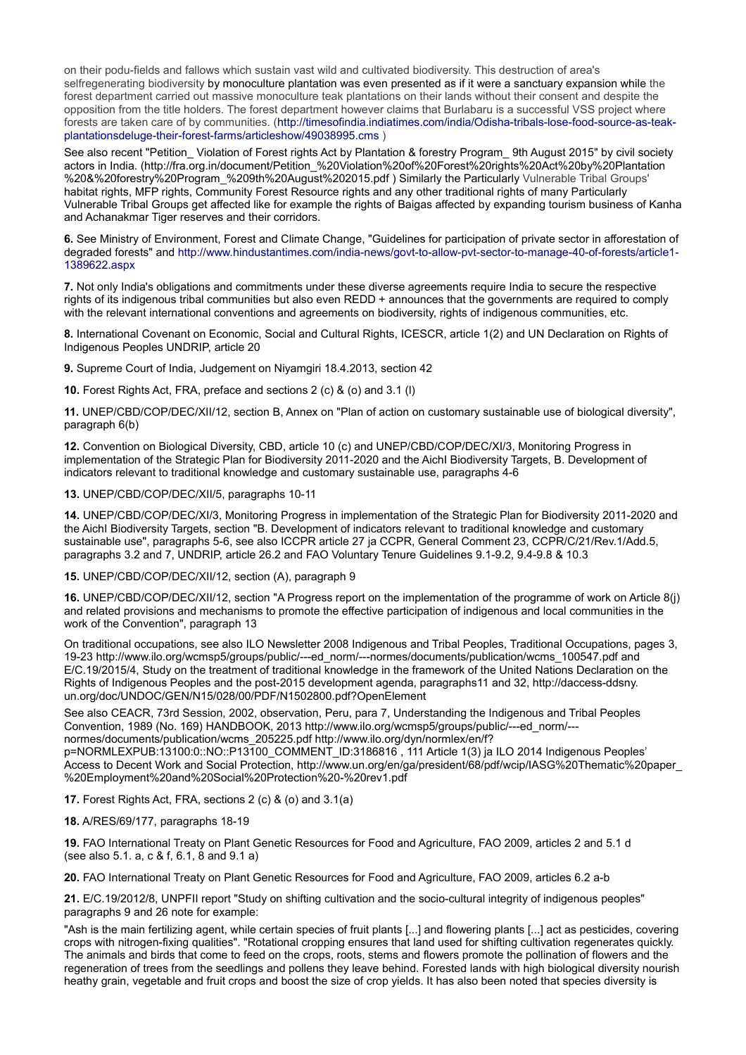on their podu-fields and fallows which sustain vast wild and cultivated biodiversity. This destruction of area's selfregenerating biodiversity by monoculture plantation was even presented as if it were a sanctuary expansion while the forest department carried out massive monoculture teak plantations on their lands without their consent and despite the opposition from the title holders. The forest department however claims that Burlabaru is a successful VSS project where forests are taken care of by communities. (http://timesofindia.indiatimes.com/india/Odisha-tribals-lose-food-source-as-teak-plantationsdeluge-their-forest-farms/articleshow/49038995.cms )

See also recent "Petition_ Violation of Forest rights Act by Plantation & forestry Program_ 9th August 2015" by civil society actors in India. (http://fra.org.in/document/Petition_%20Violation%20of%20Forest%20rights%20Act%20by%20Plantation%20&%20forestry%20Program_%209th%20August%202015.pdf ) Similarly the Particularly Vulnerable Tribal Groups' habitat rights, MFP rights, Community Forest Resource rights and any other traditional rights of many Particularly Vulnerable Tribal Groups get affected like for example the rights of Baigas affected by expanding tourism business of Kanha and Achanakmar Tiger reserves and their corridors.

**6.** See Ministry of Environment, Forest and Climate Change, "Guidelines for participation of private sector in afforestation of degraded forests" and http://www.hindustantimes.com/india-news/govt-to-allow-pvt-sector-to-manage-40-of-forests/article1-1389622.aspx

**7.** Not only India's obligations and commitments under these diverse agreements require India to secure the respective rights of its indigenous tribal communities but also even REDD + announces that the governments are required to comply with the relevant international conventions and agreements on biodiversity, rights of indigenous communities, etc.

**8.** International Covenant on Economic, Social and Cultural Rights, ICESCR, article 1(2) and UN Declaration on Rights of Indigenous Peoples UNDRIP, article 20

**9.** Supreme Court of India, Judgement on Niyamgiri 18.4.2013, section 42

**10.** Forest Rights Act, FRA, preface and sections 2 (c) & (o) and 3.1 (I)

**11.** UNEP/CBD/COP/DEC/XII/12, section B, Annex on "Plan of action on customary sustainable use of biological diversity", paragraph 6(b)

**12.** Convention on Biological Diversity, CBD, article 10 (c) and UNEP/CBD/COP/DEC/XI/3, Monitoring Progress in implementation of the Strategic Plan for Biodiversity 2011-2020 and the AichI Biodiversity Targets, B. Development of indicators relevant to traditional knowledge and customary sustainable use, paragraphs 4-6

**13.** UNEP/CBD/COP/DEC/XII/5, paragraphs 10-11

**14.** UNEP/CBD/COP/DEC/XI/3, Monitoring Progress in implementation of the Strategic Plan for Biodiversity 2011-2020 and the AichI Biodiversity Targets, section "B. Development of indicators relevant to traditional knowledge and customary sustainable use", paragraphs 5-6, see also ICCPR article 27 ja CCPR, General Comment 23, CCPR/C/21/Rev.1/Add.5, paragraphs 3.2 and 7, UNDRIP, article 26.2 and FAO Voluntary Tenure Guidelines 9.1-9.2, 9.4-9.8 & 10.3

**15.** UNEP/CBD/COP/DEC/XII/12, section (A), paragraph 9

**16.** UNEP/CBD/COP/DEC/XII/12, section "A Progress report on the implementation of the programme of work on Article 8(j) and related provisions and mechanisms to promote the effective participation of indigenous and local communities in the work of the Convention", paragraph 13

On traditional occupations, see also ILO Newsletter 2008 Indigenous and Tribal Peoples, Traditional Occupations, pages 3, 19-23 http://www.ilo.org/wcmsp5/groups/public/---ed_norm/---normes/documents/publication/wcms_100547.pdf and E/C.19/2015/4, Study on the treatment of traditional knowledge in the framework of the United Nations Declaration on the Rights of Indigenous Peoples and the post-2015 development agenda, paragraphs11 and 32, http://daccess-ddsny.un.org/doc/UNDOC/GEN/N15/028/00/PDF/N1502800.pdf?OpenElement

See also CEACR, 73rd Session, 2002, observation, Peru, para 7, Understanding the Indigenous and Tribal Peoples Convention, 1989 (No. 169) HANDBOOK, 2013 http://www.ilo.org/wcmsp5/groups/public/---ed_norm/---normes/documents/publication/wcms_205225.pdf http://www.ilo.org/dyn/normlex/en/f?p=NORMLEXPUB:13100:0::NO::P13100_COMMENT_ID:3186816 , 111 Article 1(3) ja ILO 2014 Indigenous Peoples' Access to Decent Work and Social Protection, http://www.un.org/en/ga/president/68/pdf/wcip/IASG%20Thematic%20paper_%20Employment%20and%20Social%20Protection%20-%20rev1.pdf

**17.** Forest Rights Act, FRA, sections 2 (c) & (o) and 3.1(a)

**18.** A/RES/69/177, paragraphs 18-19

**19.** FAO International Treaty on Plant Genetic Resources for Food and Agriculture, FAO 2009, articles 2 and 5.1 d (see also 5.1. a, c & f, 6.1, 8 and 9.1 a)

**20.** FAO International Treaty on Plant Genetic Resources for Food and Agriculture, FAO 2009, articles 6.2 a-b

**21.** E/C.19/2012/8, UNPFII report "Study on shifting cultivation and the socio-cultural integrity of indigenous peoples" paragraphs 9 and 26 note for example:

"Ash is the main fertilizing agent, while certain species of fruit plants [...] and flowering plants [...] act as pesticides, covering crops with nitrogen-fixing qualities". "Rotational cropping ensures that land used for shifting cultivation regenerates quickly. The animals and birds that come to feed on the crops, roots, stems and flowers promote the pollination of flowers and the regeneration of trees from the seedlings and pollens they leave behind. Forested lands with high biological diversity nourish heathy grain, vegetable and fruit crops and boost the size of crop yields. It has also been noted that species diversity is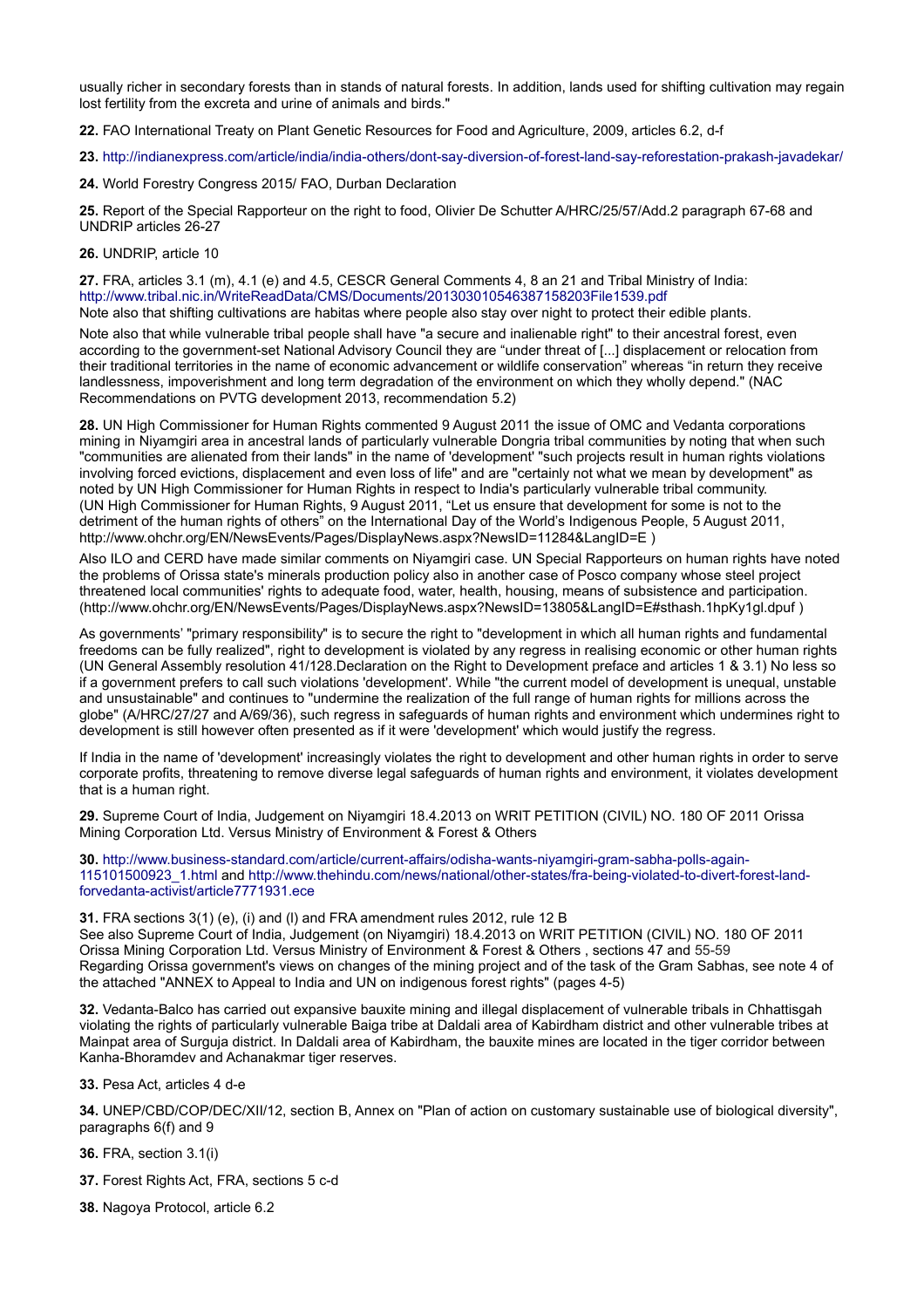usually richer in secondary forests than in stands of natural forests. In addition, lands used for shifting cultivation may regain lost fertility from the excreta and urine of animals and birds."

**22.** FAO International Treaty on Plant Genetic Resources for Food and Agriculture, 2009, articles 6.2, d-f

**23.** http://indianexpress.com/article/india/india-others/dont-say-diversion-of-forest-land-say-reforestation-prakash-javadekar/

**24.** World Forestry Congress 2015/ FAO, Durban Declaration

**25.** Report of the Special Rapporteur on the right to food, Olivier De Schutter A/HRC/25/57/Add.2 paragraph 67-68 and UNDRIP articles 26-27

**26.** UNDRIP, article 10

**27.** FRA, articles 3.1 (m), 4.1 (e) and 4.5, CESCR General Comments 4, 8 an 21 and Tribal Ministry of India: http://www.tribal.nic.in/WriteReadData/CMS/Documents/201303010546387158203File1539.pdf
Note also that shifting cultivations are habitas where people also stay over night to protect their edible plants.

Note also that while vulnerable tribal people shall have "a secure and inalienable right" to their ancestral forest, even according to the government-set National Advisory Council they are "under threat of [...] displacement or relocation from their traditional territories in the name of economic advancement or wildlife conservation" whereas "in return they receive landlessness, impoverishment and long term degradation of the environment on which they wholly depend." (NAC Recommendations on PVTG development 2013, recommendation 5.2)

**28.** UN High Commissioner for Human Rights commented 9 August 2011 the issue of OMC and Vedanta corporations mining in Niyamgiri area in ancestral lands of particularly vulnerable Dongria tribal communities by noting that when such "communities are alienated from their lands" in the name of 'development' "such projects result in human rights violations involving forced evictions, displacement and even loss of life" and are "certainly not what we mean by development" as noted by UN High Commissioner for Human Rights in respect to India's particularly vulnerable tribal community.
(UN High Commissioner for Human Rights, 9 August 2011, "Let us ensure that development for some is not to the detriment of the human rights of others" on the International Day of the World's Indigenous People, 5 August 2011, http://www.ohchr.org/EN/NewsEvents/Pages/DisplayNews.aspx?NewsID=11284&LangID=E )

Also ILO and CERD have made similar comments on Niyamgiri case. UN Special Rapporteurs on human rights have noted the problems of Orissa state's minerals production policy also in another case of Posco company whose steel project threatened local communities' rights to adequate food, water, health, housing, means of subsistence and participation. (http://www.ohchr.org/EN/NewsEvents/Pages/DisplayNews.aspx?NewsID=13805&LangID=E#sthash.1hpKy1gl.dpuf )

As governments' "primary responsibility" is to secure the right to "development in which all human rights and fundamental freedoms can be fully realized", right to development is violated by any regress in realising economic or other human rights (UN General Assembly resolution 41/128.Declaration on the Right to Development preface and articles 1 & 3.1) No less so if a government prefers to call such violations 'development'. While "the current model of development is unequal, unstable and unsustainable" and continues to "undermine the realization of the full range of human rights for millions across the globe" (A/HRC/27/27 and A/69/36), such regress in safeguards of human rights and environment which undermines right to development is still however often presented as if it were 'development' which would justify the regress.

If India in the name of 'development' increasingly violates the right to development and other human rights in order to serve corporate profits, threatening to remove diverse legal safeguards of human rights and environment, it violates development that is a human right.

**29.** Supreme Court of India, Judgement on Niyamgiri 18.4.2013 on WRIT PETITION (CIVIL) NO. 180 OF 2011 Orissa Mining Corporation Ltd. Versus Ministry of Environment & Forest & Others

**30.** http://www.business-standard.com/article/current-affairs/odisha-wants-niyamgiri-gram-sabha-polls-again-115101500923_1.html and http://www.thehindu.com/news/national/other-states/fra-being-violated-to-divert-forest-land-forvedanta-activist/article7771931.ece

**31.** FRA sections 3(1) (e), (i) and (l) and FRA amendment rules 2012, rule 12 B
See also Supreme Court of India, Judgement (on Niyamgiri) 18.4.2013 on WRIT PETITION (CIVIL) NO. 180 OF 2011 Orissa Mining Corporation Ltd. Versus Ministry of Environment & Forest & Others , sections 47 and 55-59
Regarding Orissa government's views on changes of the mining project and of the task of the Gram Sabhas, see note 4 of the attached "ANNEX to Appeal to India and UN on indigenous forest rights" (pages 4-5)

**32.** Vedanta-Balco has carried out expansive bauxite mining and illegal displacement of vulnerable tribals in Chhattisgah violating the rights of particularly vulnerable Baiga tribe at Daldali area of Kabirdham district and other vulnerable tribes at Mainpat area of Surguja district. In Daldali area of Kabirdham, the bauxite mines are located in the tiger corridor between Kanha-Bhoramdev and Achanakmar tiger reserves.

**33.** Pesa Act, articles 4 d-e

**34.** UNEP/CBD/COP/DEC/XII/12, section B, Annex on "Plan of action on customary sustainable use of biological diversity", paragraphs 6(f) and 9

**36.** FRA, section 3.1(i)

**37.** Forest Rights Act, FRA, sections 5 c-d

**38.** Nagoya Protocol, article 6.2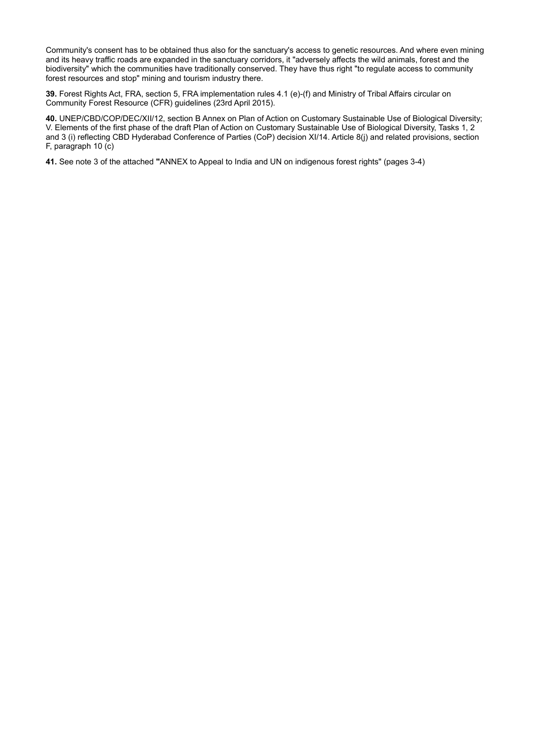Community's consent has to be obtained thus also for the sanctuary's access to genetic resources. And where even mining and its heavy traffic roads are expanded in the sanctuary corridors, it "adversely affects the wild animals, forest and the biodiversity" which the communities have traditionally conserved. They have thus right "to regulate access to community forest resources and stop" mining and tourism industry there.

**39.** Forest Rights Act, FRA, section 5, FRA implementation rules 4.1 (e)-(f) and Ministry of Tribal Affairs circular on Community Forest Resource (CFR) guidelines (23rd April 2015).

**40.** UNEP/CBD/COP/DEC/XII/12, section B Annex on Plan of Action on Customary Sustainable Use of Biological Diversity; V. Elements of the first phase of the draft Plan of Action on Customary Sustainable Use of Biological Diversity, Tasks 1, 2 and 3 (i) reflecting CBD Hyderabad Conference of Parties (CoP) decision XI/14. Article 8(j) and related provisions, section F, paragraph 10 (c)

**41.** See note 3 of the attached **"**ANNEX to Appeal to India and UN on indigenous forest rights" (pages 3-4)